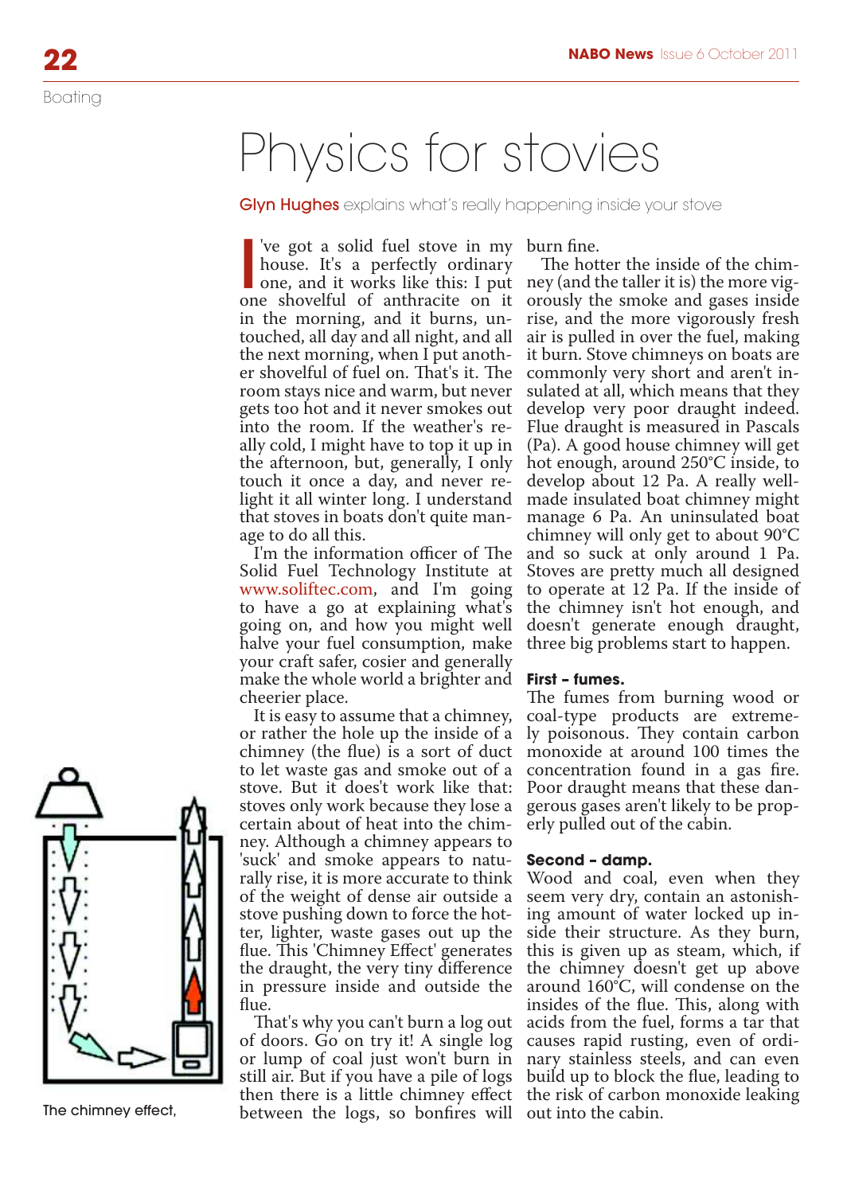Boating

# Physics for stovies

**Glyn Hughes** explains what's really happening inside your stove

I've got a solid fuel stove in my house. It's a perfectly ordinary one, and it works like this: I put one shovelful of anthracite on it in the morning, and it burns, untouched, all day and all night, and all the next morning, when I put another shovelful of fuel on. That's it. The room stays nice and warm, but never gets too hot and it never smokes out into the room. If the weather's really cold, I might have to top it up in the afternoon, but, generally, I only touch it once a day, and never relight it all winter long. I understand that stoves in boats don't quite manage to do all this.

I'm the information officer of The Solid Fuel Technology Institute at www.soliftec.com, and I'm going to have a go at explaining what's going on, and how you might well halve your fuel consumption, make your craft safer, cosier and generally make the whole world a brighter and cheerier place.

It is easy to assume that a chimney, or rather the hole up the inside of a chimney (the flue) is a sort of duct to let waste gas and smoke out of a stove. But it does't work like that: stoves only work because they lose a certain about of heat into the chimney. Although a chimney appears to 'suck' and smoke appears to naturally rise, it is more accurate to think of the weight of dense air outside a stove pushing down to force the hotter, lighter, waste gases out up the flue. This 'Chimney Effect' generates the draught, the very tiny difference in pressure inside and outside the flue.

That's why you can't burn a log out of doors. Go on try it! A single log or lump of coal just won't burn in still air. But if you have a pile of logs then there is a little chimney effect between the logs, so bonfires will burn fine.

The hotter the inside of the chimney (and the taller it is) the more vigorously the smoke and gases inside rise, and the more vigorously fresh air is pulled in over the fuel, making it burn. Stove chimneys on boats are commonly very short and aren't insulated at all, which means that they develop very poor draught indeed. Flue draught is measured in Pascals (Pa). A good house chimney will get hot enough, around 250°C inside, to develop about 12 Pa. A really well-made insulated boat chimney might manage 6 Pa. An uninsulated boat chimney will only get to about 90°C and so suck at only around 1 Pa. Stoves are pretty much all designed to operate at 12 Pa. If the inside of the chimney isn't hot enough, and doesn't generate enough draught, three big problems start to happen.

The chimney effect,

### First – fumes.

The fumes from burning wood or coal-type products are extremely poisonous. They contain carbon monoxide at around 100 times the concentration found in a gas fire. Poor draught means that these dangerous gases aren't likely to be properly pulled out of the cabin.

### Second – damp.

Wood and coal, even when they seem very dry, contain an astonishing amount of water locked up inside their structure. As they burn, this is given up as steam, which, if the chimney doesn't get up above around 160°C, will condense on the insides of the flue. This, along with acids from the fuel, forms a tar that causes rapid rusting, even of ordinary stainless steels, and can even build up to block the flue, leading to the risk of carbon monoxide leaking out into the cabin.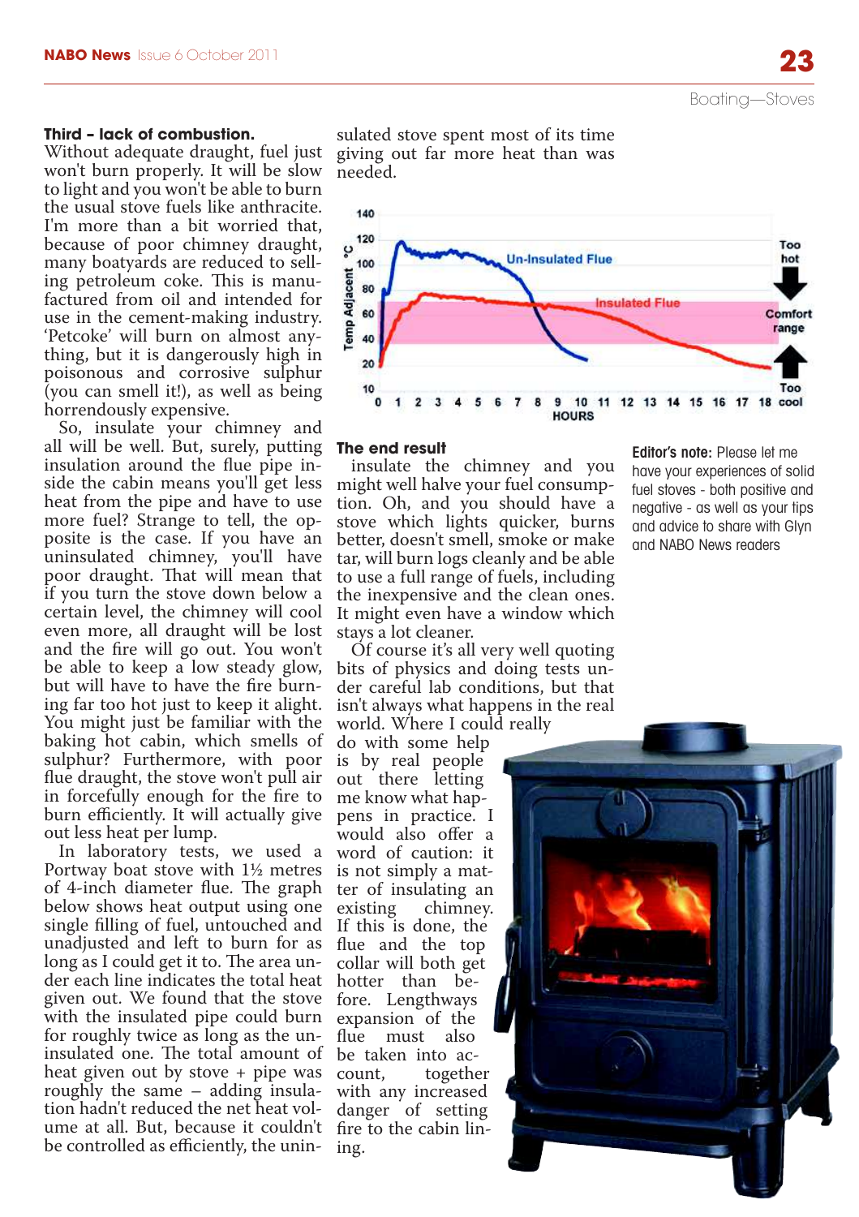### Third - lack of combustion.

Without adequate draught, fuel just won't burn properly. It will be slow to light and you won't be able to burn the usual stove fuels like anthracite. I'm more than a bit worried that, because of poor chimney draught, many boatyards are reduced to selling petroleum coke. This is manufactured from oil and intended for use in the cement-making industry. 'Petcoke' will burn on almost anything, but it is dangerously high in poisonous and corrosive sulphur (you can smell it!), as well as being horrendously expensive.

So, insulate your chimney and all will be well. But, surely, putting insulation around the flue pipe inside the cabin means you'll get less heat from the pipe and have to use more fuel? Strange to tell, the opposite is the case. If you have an uninsulated chimney, you'll have poor draught. That will mean that if you turn the stove down below a certain level, the chimney will cool even more, all draught will be lost and the fire will go out. You won't be able to keep a low steady glow, but will have to have the fire burning far too hot just to keep it alight. You might just be familiar with the baking hot cabin, which smells of sulphur? Furthermore, with poor flue draught, the stove won't pull air in forcefully enough for the fire to burn efficiently. It will actually give out less heat per lump.

In laboratory tests, we used a Portway boat stove with 1½ metres of 4-inch diameter flue. The graph below shows heat output using one single filling of fuel, untouched and unadjusted and left to burn for as long as I could get it to. The area under each line indicates the total heat given out. We found that the stove with the insulated pipe could burn for roughly twice as long as the uninsulated one. The total amount of heat given out by stove + pipe was roughly the same – adding insulation hadn't reduced the net heat volume at all. But, because it couldn't be controlled as efficiently, the uninsulated stove spent most of its time giving out far more heat than was needed.

Temp Adjacent °C
140
120
100
80
60
40
20
10
0 1 2 3 4 5 6 7 8 9 10 11 12 13 14 15 16 17 18
HOURS
Un-Insulated Flue
Insulated Flue
Too hot
Comfort range
Too cool

### The end result

insulate the chimney and you might well halve your fuel consumption. Oh, and you should have a stove which lights quicker, burns better, doesn't smell, smoke or make tar, will burn logs cleanly and be able to use a full range of fuels, including the inexpensive and the clean ones. It might even have a window which stays a lot cleaner.

Of course it's all very well quoting bits of physics and doing tests under careful lab conditions, but that isn't always what happens in the real world. Where I could really do with some help is by real people out there letting me know what happens in practice. I would also offer a word of caution: it is not simply a matter of insulating an existing chimney. If this is done, the flue and the top collar will both get hotter than before. Lengthways expansion of the flue must also be taken into account, together with any increased danger of setting fire to the cabin lining.

**Editor's note:** Please let me have your experiences of solid fuel stoves - both positive and negative - as well as your tips and advice to share with Glyn and NABO News readers